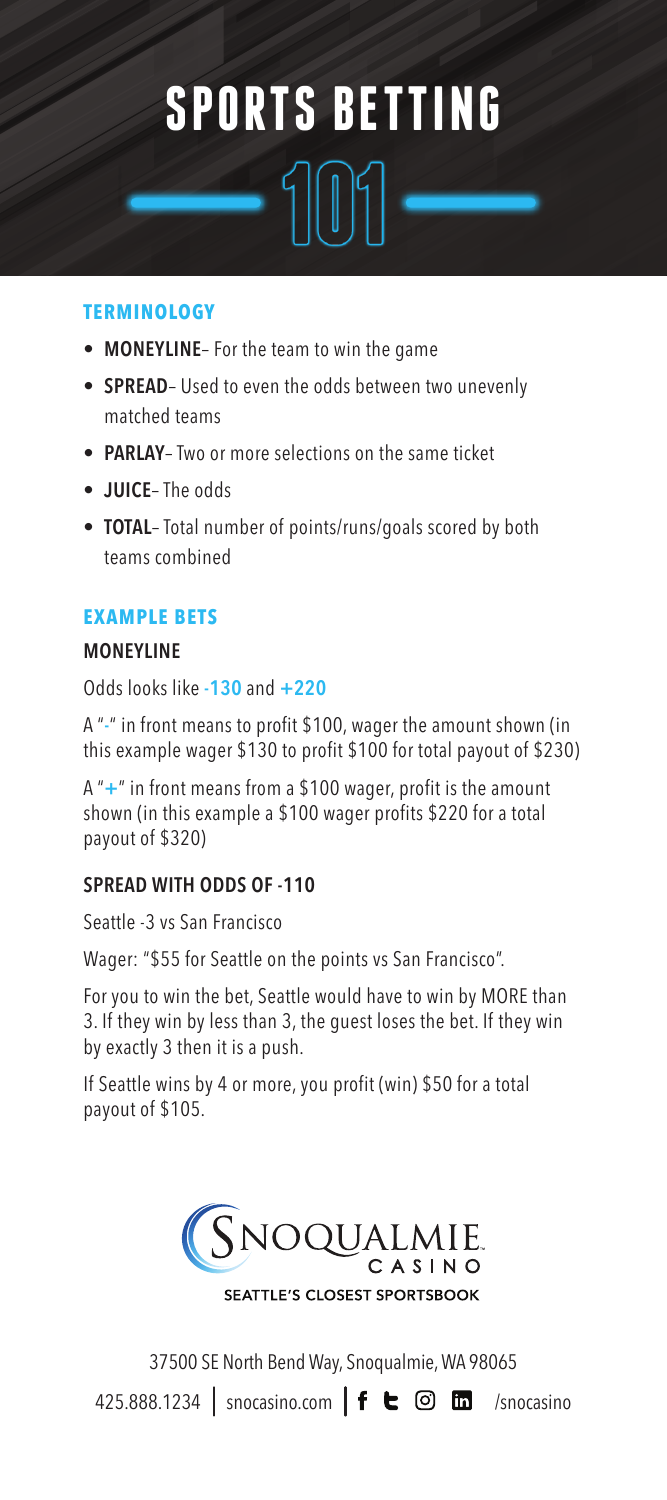# SPORTS BETTING 101

## TERMINOLOGY

- **MONEYLINE**– For the team to win the game
- **SPREAD**– Used to even the odds between two unevenly matched teams
- **PARLAY**– Two or more selections on the same ticket
- **JUICE**– The odds
- **TOTAL**– Total number of points/runs/goals scored by both teams combined

## EXAMPLE BETS

### MONEYLINE

Odds looks like **-130** and **+220**

A "-" in front means to profit $100, wager the amount shown (in this example wager $130 to profit $100 for total payout of $230)

A "+" in front means from a $100 wager, profit is the amount shown (in this example a $100 wager profits $220 for a total payout of $320)

### SPREAD WITH ODDS OF -110

Seattle -3 vs San Francisco

Wager: "$55 for Seattle on the points vs San Francisco".

For you to win the bet, Seattle would have to win by MORE than 3. If they win by less than 3, the guest loses the bet. If they win by exactly 3 then it is a push.

If Seattle wins by 4 or more, you profit (win) $50 for a total payout of $105.

SNOQUALMIE CASINO

SEATTLE'S CLOSEST SPORTSBOOK

37500 SE North Bend Way, Snoqualmie, WA 98065

425.888.1234 | snocasino.com | /snocasino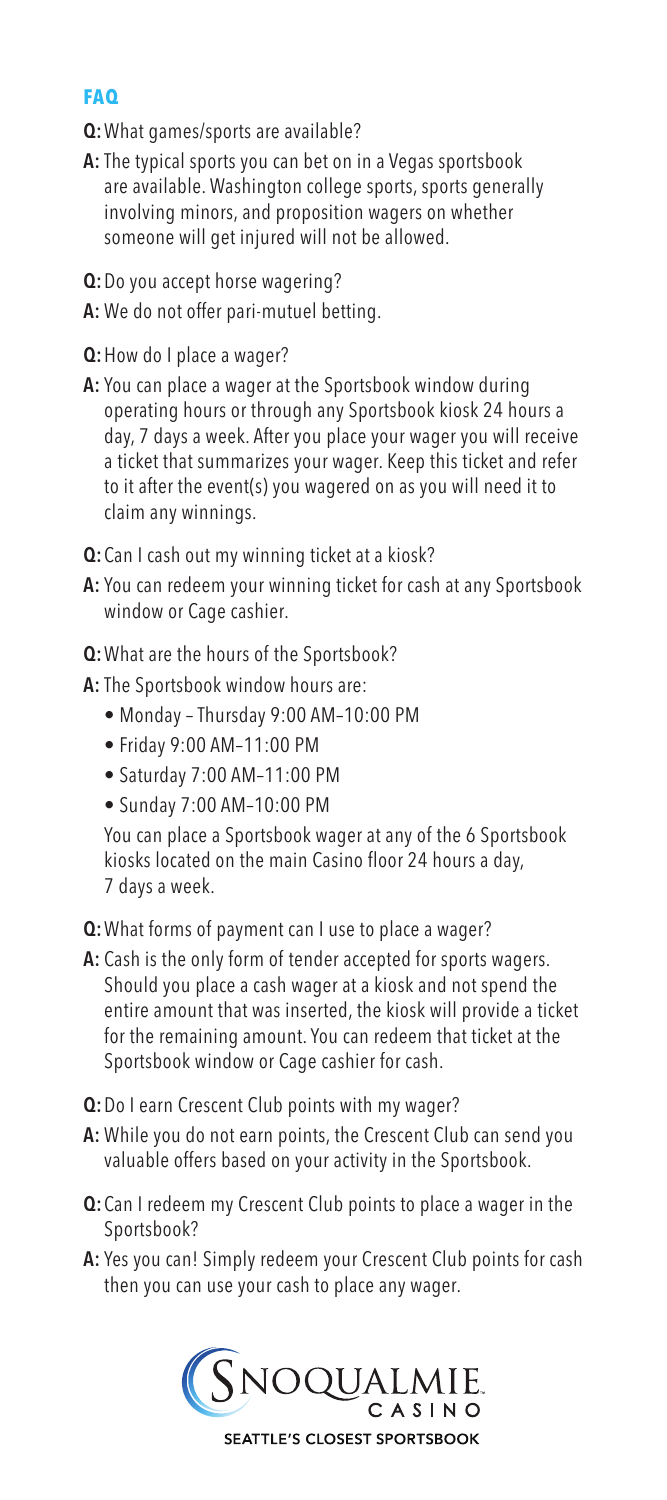## FAQ

**Q:** What games/sports are available?

**A:** The typical sports you can bet on in a Vegas sportsbook are available. Washington college sports, sports generally involving minors, and proposition wagers on whether someone will get injured will not be allowed.

**Q:** Do you accept horse wagering?

**A:** We do not offer pari-mutuel betting.

**Q:** How do I place a wager?

**A:** You can place a wager at the Sportsbook window during operating hours or through any Sportsbook kiosk 24 hours a day, 7 days a week. After you place your wager you will receive a ticket that summarizes your wager. Keep this ticket and refer to it after the event(s) you wagered on as you will need it to claim any winnings.

**Q:** Can I cash out my winning ticket at a kiosk?

**A:** You can redeem your winning ticket for cash at any Sportsbook window or Cage cashier.

**Q:** What are the hours of the Sportsbook?

**A:** The Sportsbook window hours are:

- Monday – Thursday 9:00 AM–10:00 PM
- Friday 9:00 AM–11:00 PM
- Saturday 7:00 AM–11:00 PM
- Sunday 7:00 AM–10:00 PM

You can place a Sportsbook wager at any of the 6 Sportsbook kiosks located on the main Casino floor 24 hours a day, 7 days a week.

**Q:** What forms of payment can I use to place a wager?

**A:** Cash is the only form of tender accepted for sports wagers. Should you place a cash wager at a kiosk and not spend the entire amount that was inserted, the kiosk will provide a ticket for the remaining amount. You can redeem that ticket at the Sportsbook window or Cage cashier for cash.

**Q:** Do I earn Crescent Club points with my wager?

**A:** While you do not earn points, the Crescent Club can send you valuable offers based on your activity in the Sportsbook.

**Q:** Can I redeem my Crescent Club points to place a wager in the Sportsbook?

**A:** Yes you can! Simply redeem your Crescent Club points for cash then you can use your cash to place any wager.

SNOQUALMIE CASINO

SEATTLE'S CLOSEST SPORTSBOOK